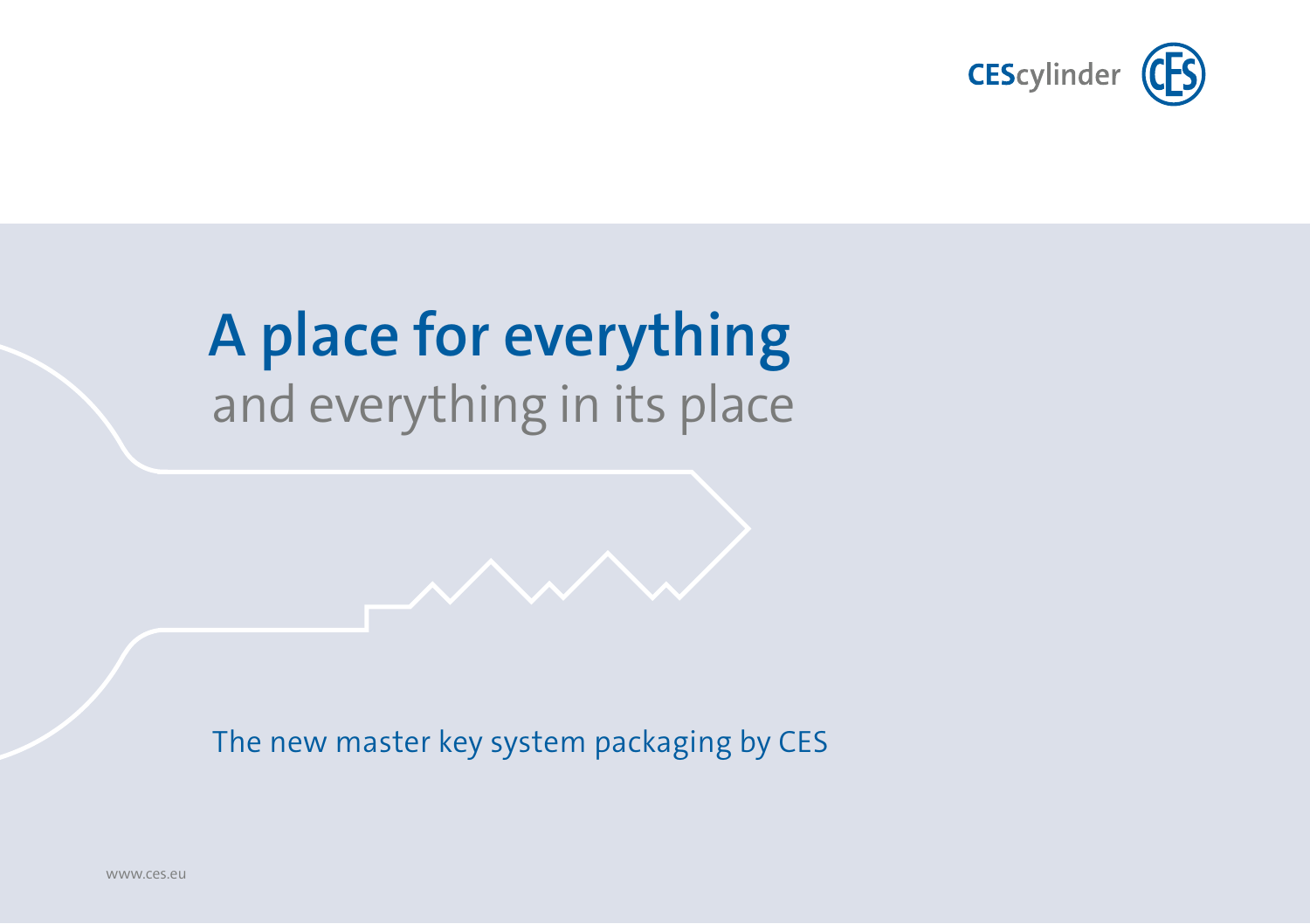CESCylinder

# A place for everything

## and everything in its place

The new master key system packaging by CES

www.ces.eu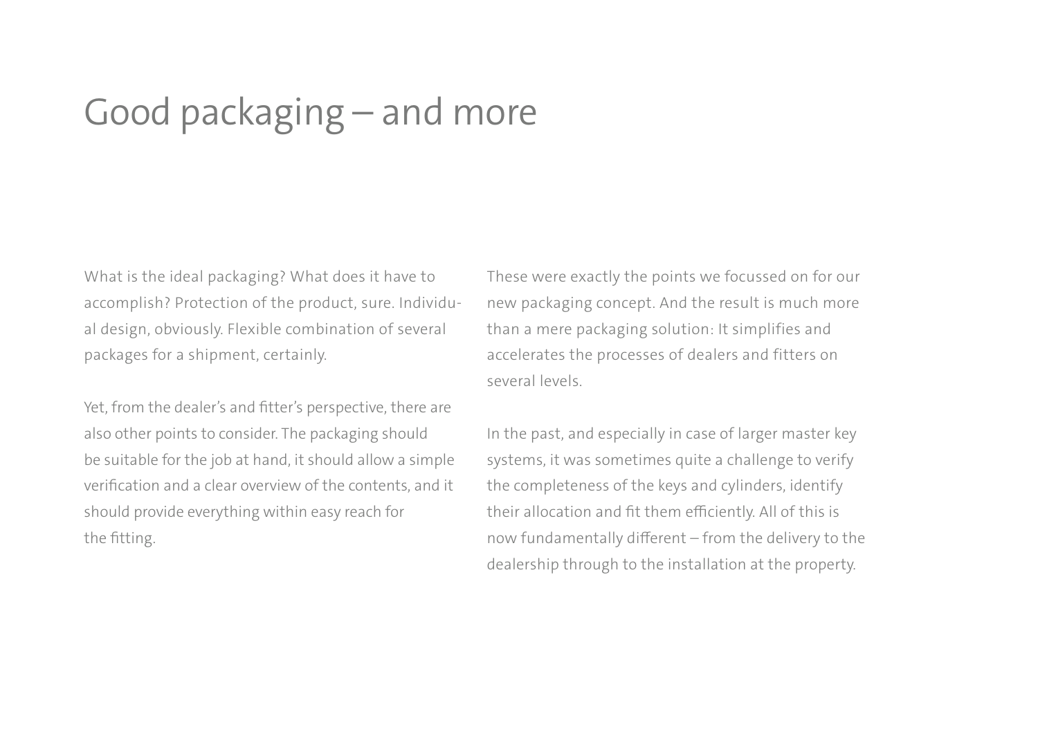# Good packaging – and more

What is the ideal packaging? What does it have to accomplish? Protection of the product, sure. Individual design, obviously. Flexible combination of several packages for a shipment, certainly.

Yet, from the dealer's and fitter's perspective, there are also other points to consider. The packaging should be suitable for the job at hand, it should allow a simple verification and a clear overview of the contents, and it should provide everything within easy reach for the fitting.

These were exactly the points we focussed on for our new packaging concept. And the result is much more than a mere packaging solution: It simplifies and accelerates the processes of dealers and fitters on several levels.

In the past, and especially in case of larger master key systems, it was sometimes quite a challenge to verify the completeness of the keys and cylinders, identify their allocation and fit them efficiently. All of this is now fundamentally different – from the delivery to the dealership through to the installation at the property.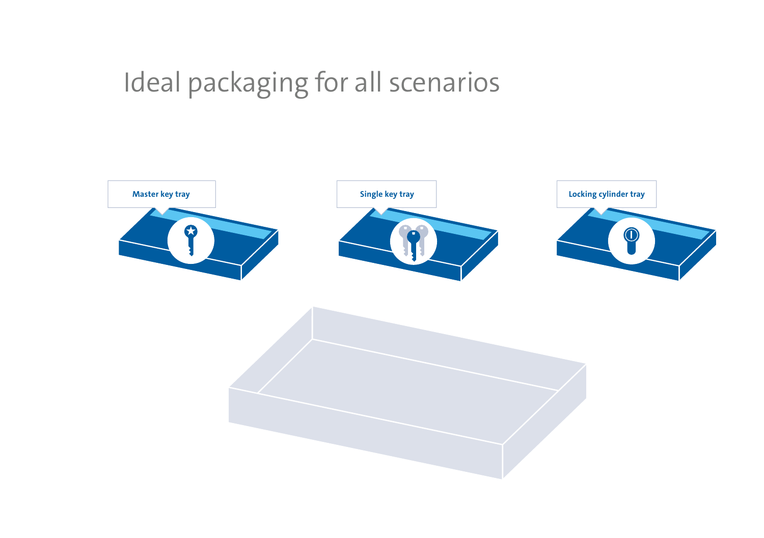# Ideal packaging for all scenarios

Master key tray

Single key tray

Locking cylinder tray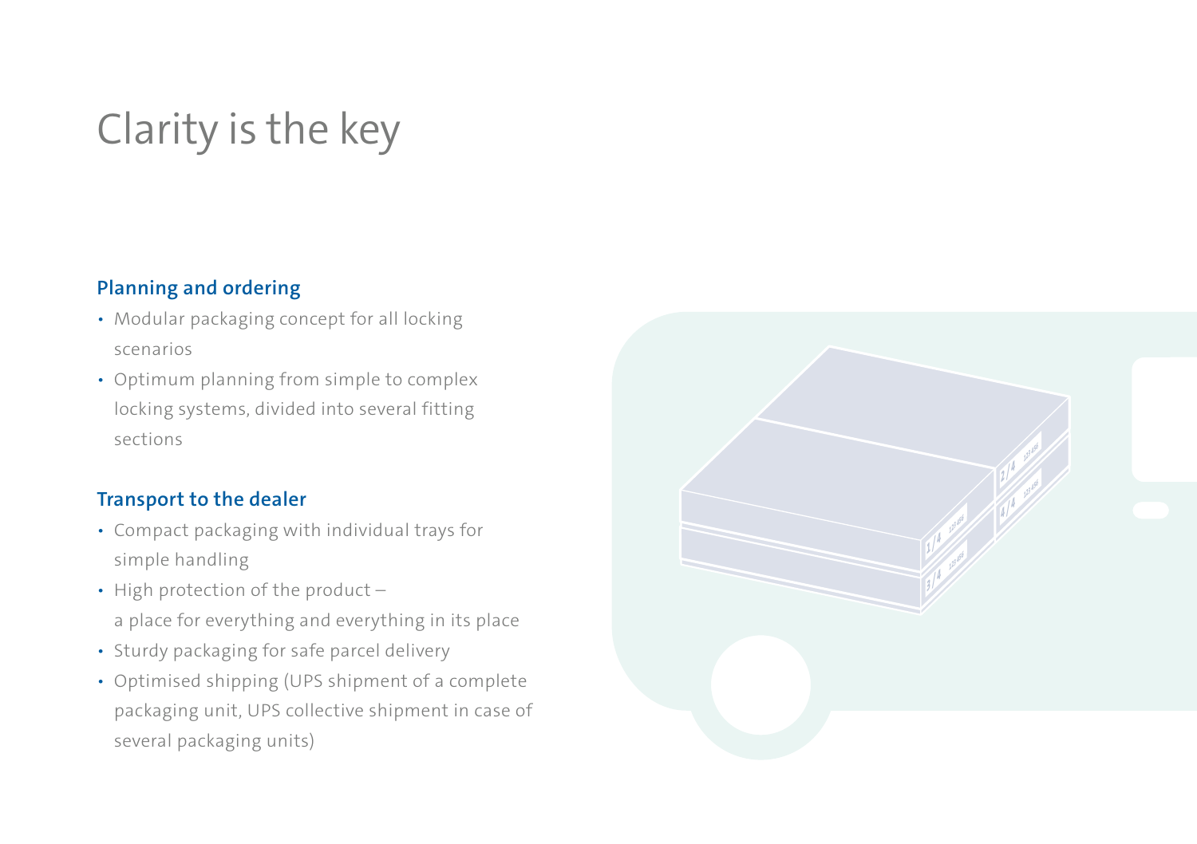# Clarity is the key

## Planning and ordering

- Modular packaging concept for all locking scenarios
- Optimum planning from simple to complex locking systems, divided into several fitting sections

## Transport to the dealer

- Compact packaging with individual trays for simple handling
- High protection of the product – a place for everything and everything in its place
- Sturdy packaging for safe parcel delivery
- Optimised shipping (UPS shipment of a complete packaging unit, UPS collective shipment in case of several packaging units)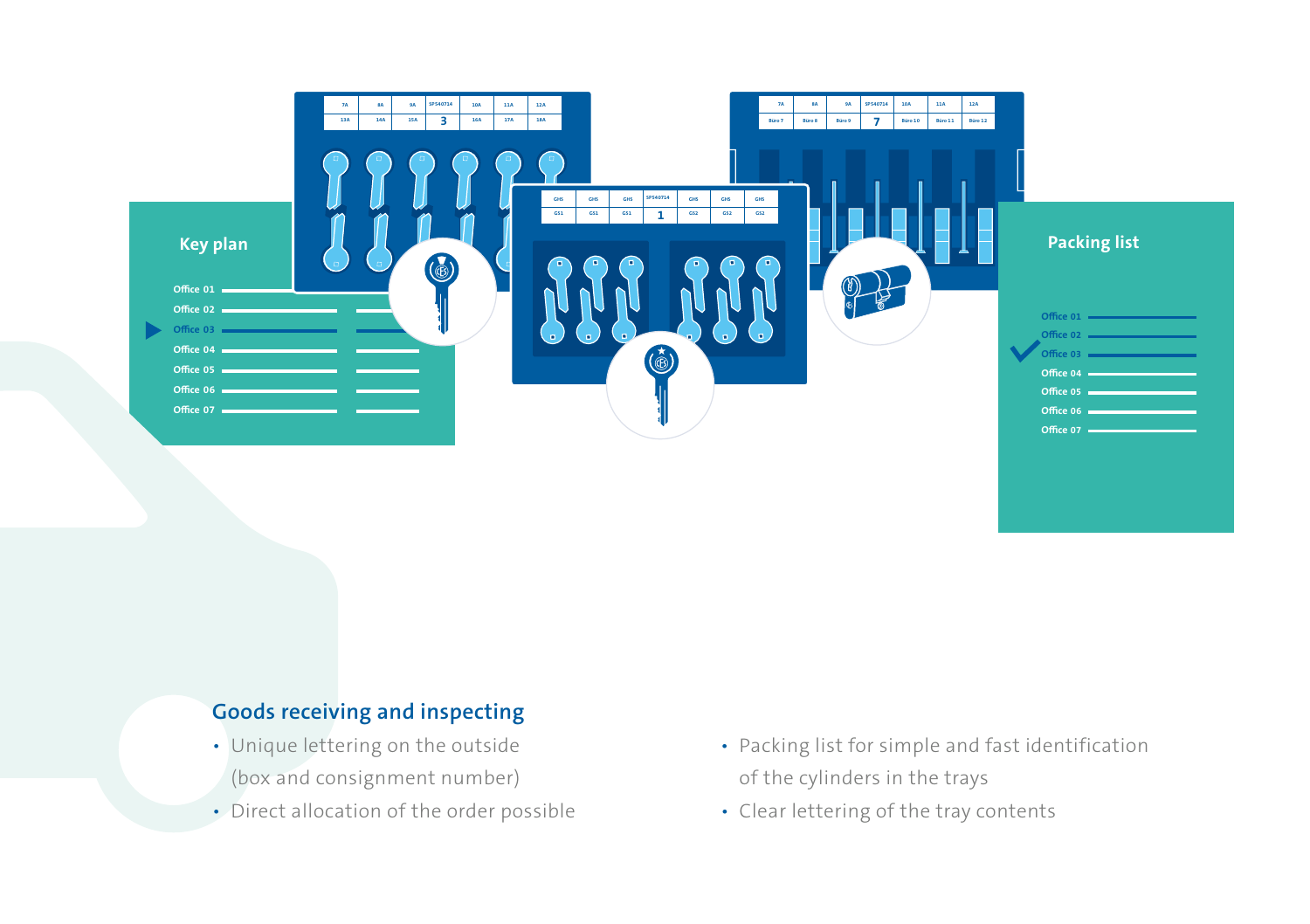## Goods receiving and inspecting

- Unique lettering on the outside (box and consignment number)
- Direct allocation of the order possible
- Packing list for simple and fast identification of the cylinders in the trays
- Clear lettering of the tray contents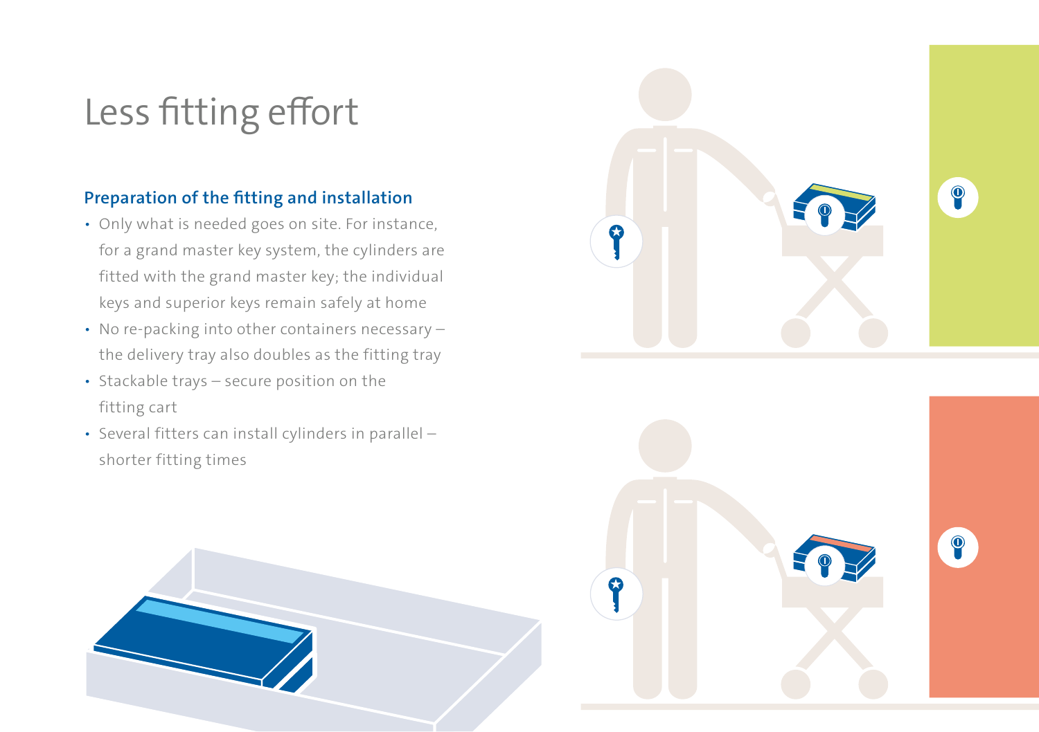# Less fitting effort

## Preparation of the fitting and installation

- Only what is needed goes on site. For instance, for a grand master key system, the cylinders are fitted with the grand master key; the individual keys and superior keys remain safely at home
- No re-packing into other containers necessary – the delivery tray also doubles as the fitting tray
- Stackable trays – secure position on the fitting cart
- Several fitters can install cylinders in parallel – shorter fitting times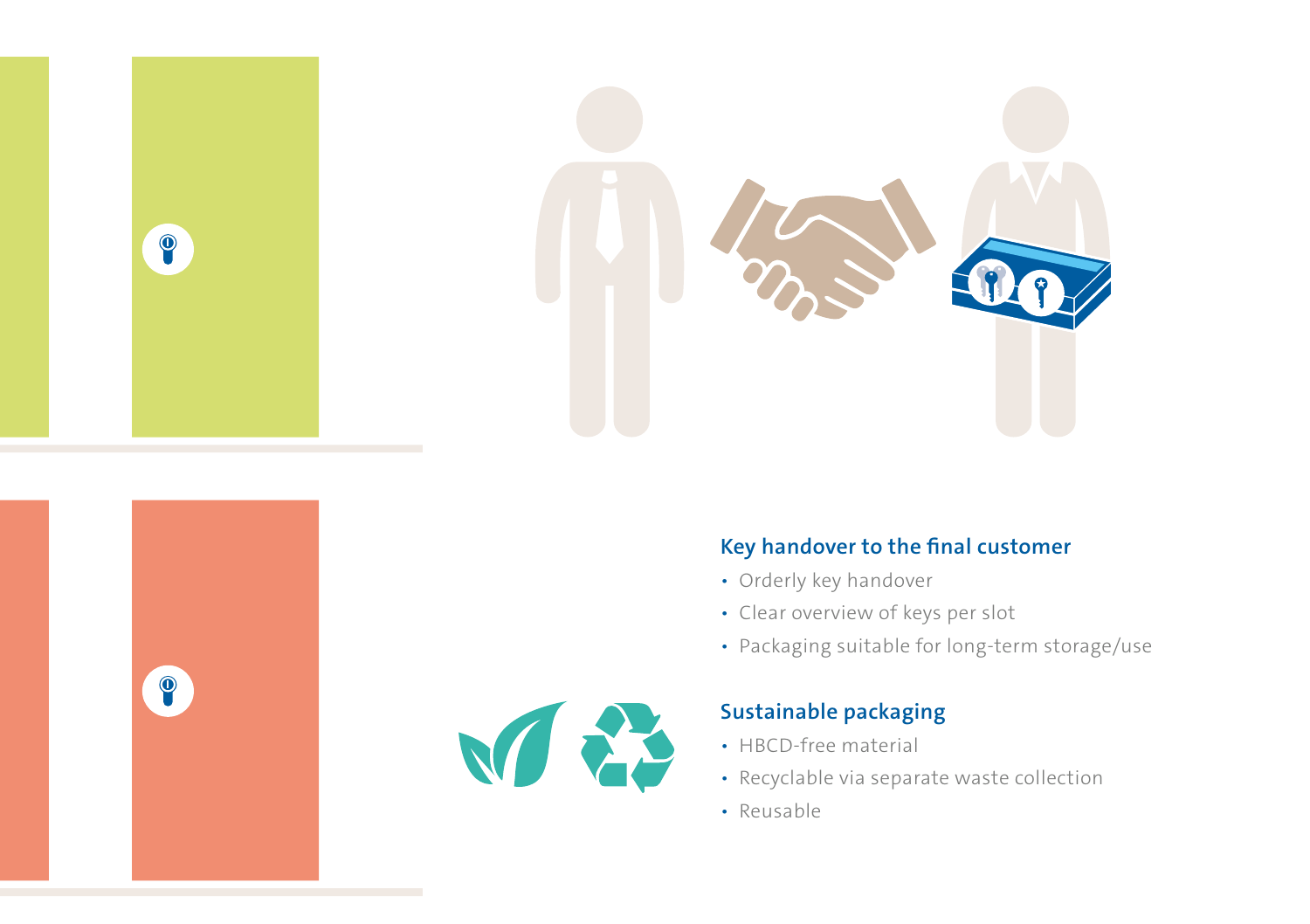## Key handover to the final customer

- Orderly key handover
- Clear overview of keys per slot
- Packaging suitable for long-term storage/use

## Sustainable packaging

- HBCD-free material
- Recyclable via separate waste collection
- Reusable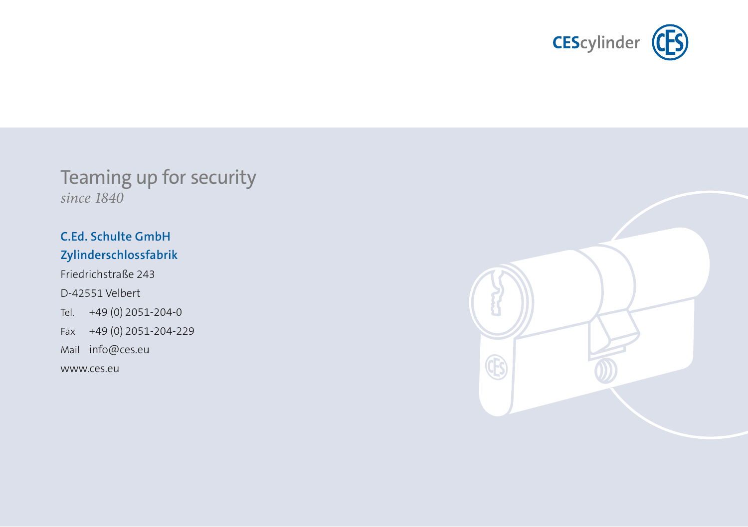CESсylinder

Teaming up for security
*since 1840*

**C.Ed. Schulte GmbH**
**Zylinderschlossfabrik**

Friedrichstraße 243

D-42551 Velbert

Tel. +49 (0) 2051-204-0

Fax +49 (0) 2051-204-229

Mail info@ces.eu

www.ces.eu